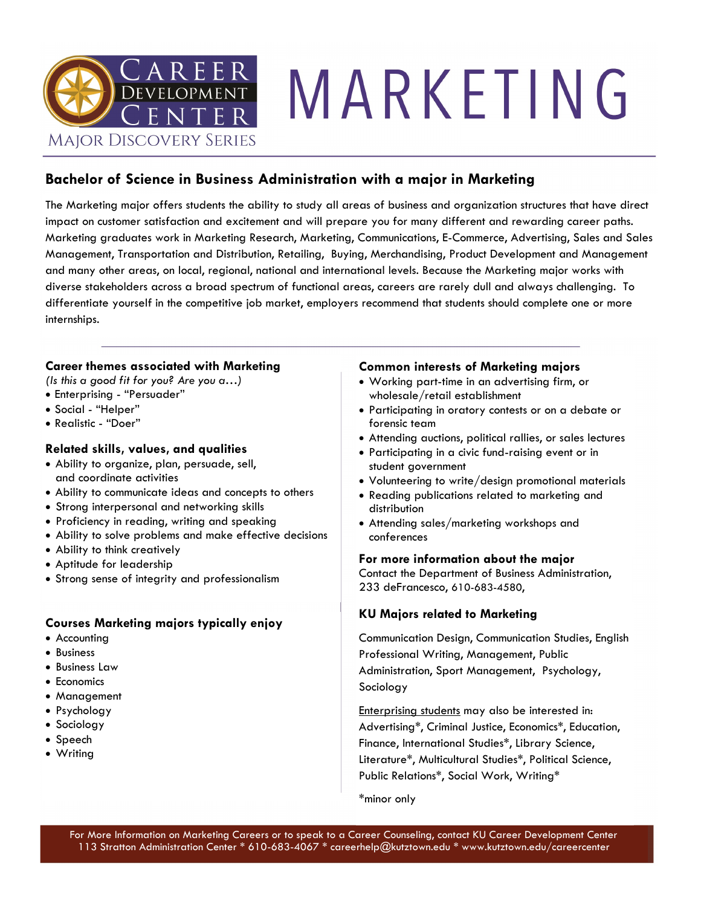Career Development Center

Major Discovery Series

# MARKETING

## Bachelor of Science in Business Administration with a major in Marketing

The Marketing major offers students the ability to study all areas of business and organization structures that have direct impact on customer satisfaction and excitement and will prepare you for many different and rewarding career paths. Marketing graduates work in Marketing Research, Marketing, Communications, E-Commerce, Advertising, Sales and Sales Management, Transportation and Distribution, Retailing, Buying, Merchandising, Product Development and Management and many other areas, on local, regional, national and international levels. Because the Marketing major works with diverse stakeholders across a broad spectrum of functional areas, careers are rarely dull and always challenging. To differentiate yourself in the competitive job market, employers recommend that students should complete one or more internships.

---

### Career themes associated with Marketing

*(Is this a good fit for you? Are you a…)*

- Enterprising - "Persuader"
- Social - "Helper"
- Realistic - "Doer"

### Related skills, values, and qualities

- Ability to organize, plan, persuade, sell, and coordinate activities
- Ability to communicate ideas and concepts to others
- Strong interpersonal and networking skills
- Proficiency in reading, writing and speaking
- Ability to solve problems and make effective decisions
- Ability to think creatively
- Aptitude for leadership
- Strong sense of integrity and professionalism

### Courses Marketing majors typically enjoy

- Accounting
- Business
- Business Law
- Economics
- Management
- Psychology
- Sociology
- Speech
- Writing

### Common interests of Marketing majors

- Working part-time in an advertising firm, or wholesale/retail establishment
- Participating in oratory contests or on a debate or forensic team
- Attending auctions, political rallies, or sales lectures
- Participating in a civic fund-raising event or in student government
- Volunteering to write/design promotional materials
- Reading publications related to marketing and distribution
- Attending sales/marketing workshops and conferences

### For more information about the major

Contact the Department of Business Administration, 233 deFrancesco, 610-683-4580,

### KU Majors related to Marketing

Communication Design, Communication Studies, English Professional Writing, Management, Public Administration, Sport Management, Psychology, Sociology

Enterprising students may also be interested in: Advertising*, Criminal Justice, Economics*, Education, Finance, International Studies*, Library Science, Literature*, Multicultural Studies*, Political Science, Public Relations*, Social Work, Writing*

*minor only

For More Information on Marketing Careers or to speak to a Career Counseling, contact KU Career Development Center
113 Stratton Administration Center * 610-683-4067 * careerhelp@kutztown.edu * www.kutztown.edu/careercenter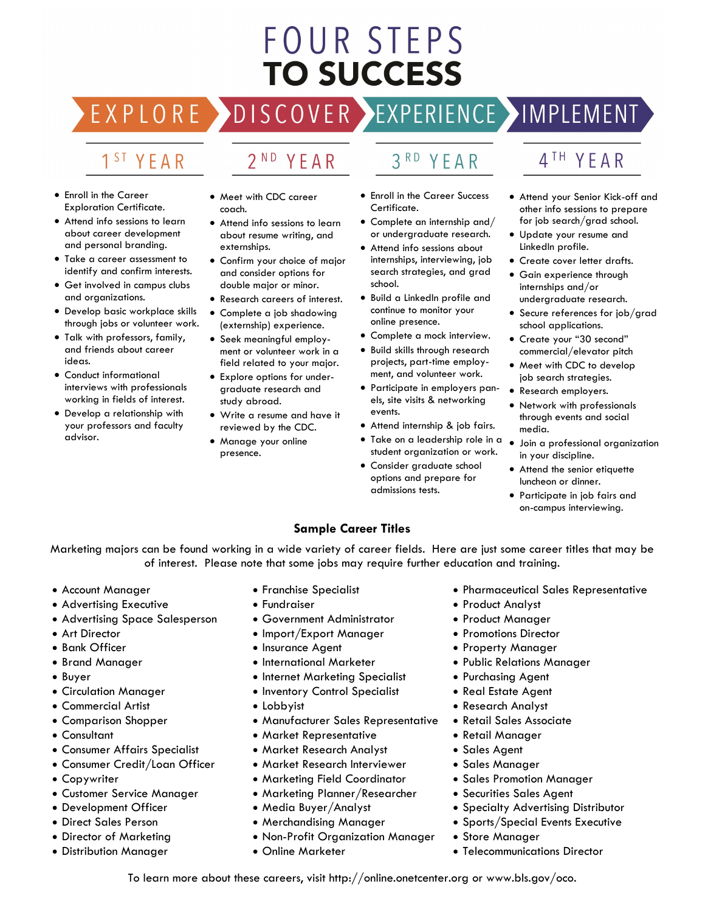# FOUR STEPS TO SUCCESS

## EXPLORE — 1ST YEAR

- Enroll in the Career Exploration Certificate.
- Attend info sessions to learn about career development and personal branding.
- Take a career assessment to identify and confirm interests.
- Get involved in campus clubs and organizations.
- Develop basic workplace skills through jobs or volunteer work.
- Talk with professors, family, and friends about career ideas.
- Conduct informational interviews with professionals working in fields of interest.
- Develop a relationship with your professors and faculty advisor.

## DISCOVER — 2ND YEAR

- Meet with CDC career coach.
- Attend info sessions to learn about resume writing, and externships.
- Confirm your choice of major and consider options for double major or minor.
- Research careers of interest.
- Complete a job shadowing (externship) experience.
- Seek meaningful employment or volunteer work in a field related to your major.
- Explore options for undergraduate research and study abroad.
- Write a resume and have it reviewed by the CDC.
- Manage your online presence.

## EXPERIENCE — 3RD YEAR

- Enroll in the Career Success Certificate.
- Complete an internship and/or undergraduate research.
- Attend info sessions about internships, interviewing, job search strategies, and grad school.
- Build a LinkedIn profile and continue to monitor your online presence.
- Complete a mock interview.
- Build skills through research projects, part-time employment, and volunteer work.
- Participate in employers panels, site visits & networking events.
- Attend internship & job fairs.
- Take on a leadership role in a student organization or work.
- Consider graduate school options and prepare for admissions tests.

## IMPLEMENT — 4TH YEAR

- Attend your Senior Kick-off and other info sessions to prepare for job search/grad school.
- Update your resume and LinkedIn profile.
- Create cover letter drafts.
- Gain experience through internships and/or undergraduate research.
- Secure references for job/grad school applications.
- Create your "30 second" commercial/elevator pitch
- Meet with CDC to develop job search strategies.
- Research employers.
- Network with professionals through events and social media.
- Join a professional organization in your discipline.
- Attend the senior etiquette luncheon or dinner.
- Participate in job fairs and on-campus interviewing.

## Sample Career Titles

Marketing majors can be found working in a wide variety of career fields. Here are just some career titles that may be of interest. Please note that some jobs may require further education and training.

- Account Manager
- Advertising Executive
- Advertising Space Salesperson
- Art Director
- Bank Officer
- Brand Manager
- Buyer
- Circulation Manager
- Commercial Artist
- Comparison Shopper
- Consultant
- Consumer Affairs Specialist
- Consumer Credit/Loan Officer
- Copywriter
- Customer Service Manager
- Development Officer
- Direct Sales Person
- Director of Marketing
- Distribution Manager
- Franchise Specialist
- Fundraiser
- Government Administrator
- Import/Export Manager
- Insurance Agent
- International Marketer
- Internet Marketing Specialist
- Inventory Control Specialist
- Lobbyist
- Manufacturer Sales Representative
- Market Representative
- Market Research Analyst
- Market Research Interviewer
- Marketing Field Coordinator
- Marketing Planner/Researcher
- Media Buyer/Analyst
- Merchandising Manager
- Non-Profit Organization Manager
- Online Marketer
- Pharmaceutical Sales Representative
- Product Analyst
- Product Manager
- Promotions Director
- Property Manager
- Public Relations Manager
- Purchasing Agent
- Real Estate Agent
- Research Analyst
- Retail Sales Associate
- Retail Manager
- Sales Agent
- Sales Manager
- Sales Promotion Manager
- Securities Sales Agent
- Specialty Advertising Distributor
- Sports/Special Events Executive
- Store Manager
- Telecommunications Director

To learn more about these careers, visit http://online.onetcenter.org or www.bls.gov/oco.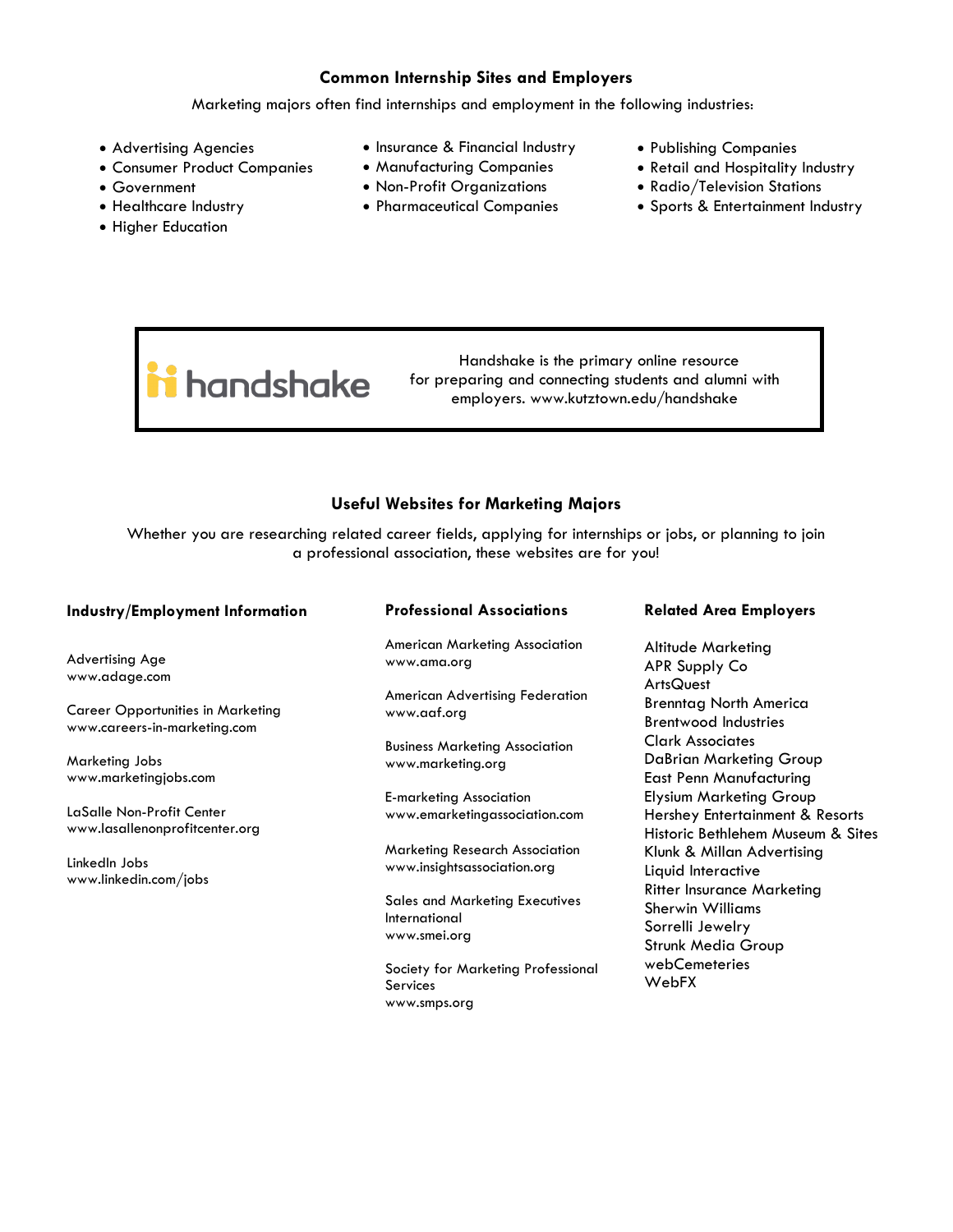## Common Internship Sites and Employers

Marketing majors often find internships and employment in the following industries:

- Advertising Agencies
- Consumer Product Companies
- Government
- Healthcare Industry
- Higher Education
- Insurance & Financial Industry
- Manufacturing Companies
- Non-Profit Organizations
- Pharmaceutical Companies
- Publishing Companies
- Retail and Hospitality Industry
- Radio/Television Stations
- Sports & Entertainment Industry

handshake

Handshake is the primary online resource for preparing and connecting students and alumni with employers. www.kutztown.edu/handshake

## Useful Websites for Marketing Majors

Whether you are researching related career fields, applying for internships or jobs, or planning to join a professional association, these websites are for you!

### Industry/Employment Information

Advertising Age
www.adage.com

Career Opportunities in Marketing
www.careers-in-marketing.com

Marketing Jobs
www.marketingjobs.com

LaSalle Non-Profit Center
www.lasallenonprofitcenter.org

LinkedIn Jobs
www.linkedin.com/jobs

### Professional Associations

American Marketing Association
www.ama.org

American Advertising Federation
www.aaf.org

Business Marketing Association
www.marketing.org

E-marketing Association
www.emarketingassociation.com

Marketing Research Association
www.insightsassociation.org

Sales and Marketing Executives International
www.smei.org

Society for Marketing Professional Services
www.smps.org

### Related Area Employers

Altitude Marketing
APR Supply Co
ArtsQuest
Brenntag North America
Brentwood Industries
Clark Associates
DaBrian Marketing Group
East Penn Manufacturing
Elysium Marketing Group
Hershey Entertainment & Resorts
Historic Bethlehem Museum & Sites
Klunk & Millan Advertising
Liquid Interactive
Ritter Insurance Marketing
Sherwin Williams
Sorrelli Jewelry
Strunk Media Group
webCemeteries
WebFX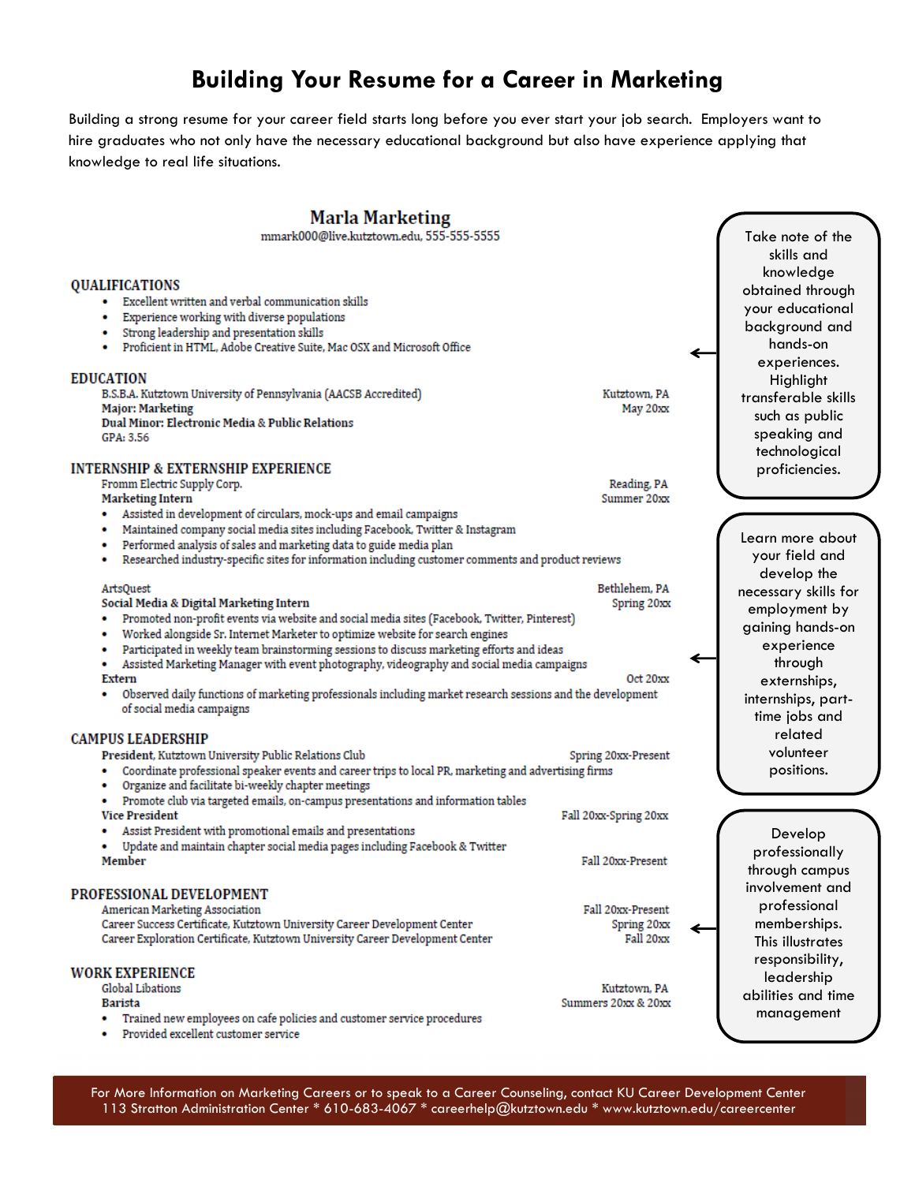# Building Your Resume for a Career in Marketing

Building a strong resume for your career field starts long before you ever start your job search. Employers want to hire graduates who not only have the necessary educational background but also have experience applying that knowledge to real life situations.

## Marla Marketing

mmark000@live.kutztown.edu, 555-555-5555

### QUALIFICATIONS

- Excellent written and verbal communication skills
- Experience working with diverse populations
- Strong leadership and presentation skills
- Proficient in HTML, Adobe Creative Suite, Mac OSX and Microsoft Office

### EDUCATION

B.S.B.A. Kutztown University of Pennsylvania (AACSB Accredited) — Kutztown, PA
**Major: Marketing** — May 20xx
**Dual Minor: Electronic Media & Public Relations**
GPA: 3.56

### INTERNSHIP & EXTERNSHIP EXPERIENCE

Fromm Electric Supply Corp. — Reading, PA
**Marketing Intern** — Summer 20xx

- Assisted in development of circulars, mock-ups and email campaigns
- Maintained company social media sites including Facebook, Twitter & Instagram
- Performed analysis of sales and marketing data to guide media plan
- Researched industry-specific sites for information including customer comments and product reviews

ArtsQuest — Bethlehem, PA
**Social Media & Digital Marketing Intern** — Spring 20xx

- Promoted non-profit events via website and social media sites (Facebook, Twitter, Pinterest)
- Worked alongside Sr. Internet Marketer to optimize website for search engines
- Participated in weekly team brainstorming sessions to discuss marketing efforts and ideas
- Assisted Marketing Manager with event photography, videography and social media campaigns

**Extern** — Oct 20xx

- Observed daily functions of marketing professionals including market research sessions and the development of social media campaigns

### CAMPUS LEADERSHIP

**President**, Kutztown University Public Relations Club — Spring 20xx-Present

- Coordinate professional speaker events and career trips to local PR, marketing and advertising firms
- Organize and facilitate bi-weekly chapter meetings
- Promote club via targeted emails, on-campus presentations and information tables

**Vice President** — Fall 20xx-Spring 20xx

- Assist President with promotional emails and presentations
- Update and maintain chapter social media pages including Facebook & Twitter

**Member** — Fall 20xx-Present

### PROFESSIONAL DEVELOPMENT

American Marketing Association — Fall 20xx-Present
Career Success Certificate, Kutztown University Career Development Center — Spring 20xx
Career Exploration Certificate, Kutztown University Career Development Center — Fall 20xx

### WORK EXPERIENCE

Global Libations — Kutztown, PA
**Barista** — Summers 20xx & 20xx

- Trained new employees on cafe policies and customer service procedures
- Provided excellent customer service

---

Take note of the skills and knowledge obtained through your educational background and hands-on experiences. Highlight transferable skills such as public speaking and technological proficiencies.

Learn more about your field and develop the necessary skills for employment by gaining hands-on experience through externships, internships, part-time jobs and related volunteer positions.

Develop professionally through campus involvement and professional memberships. This illustrates responsibility, leadership abilities and time management

---

For More Information on Marketing Careers or to speak to a Career Counseling, contact KU Career Development Center
113 Stratton Administration Center * 610-683-4067 * careerhelp@kutztown.edu * www.kutztown.edu/careercenter